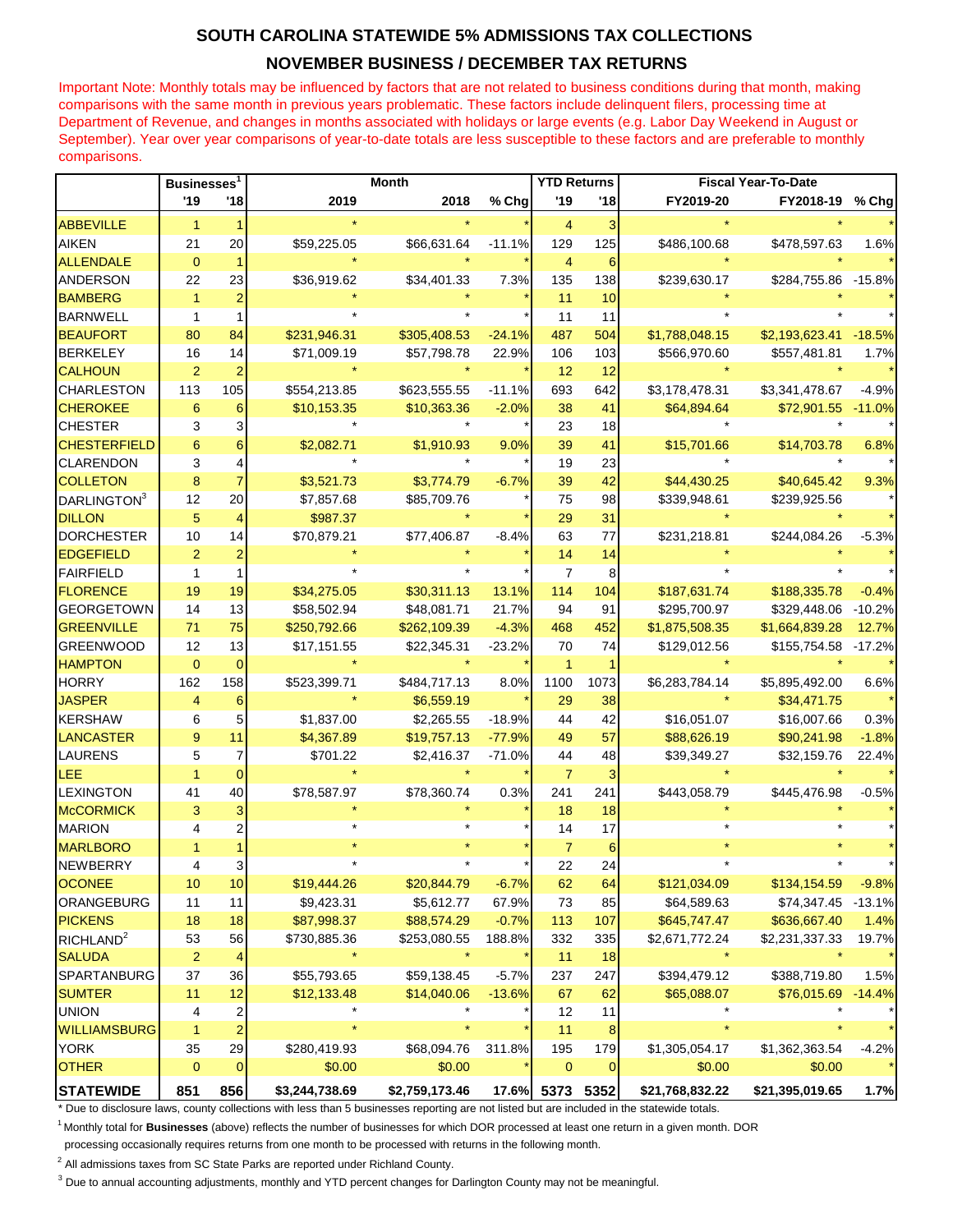# SOUTH CAROLINA STATEWIDE 5% ADMISSIONS TAX COLLECTIONS

## NOVEMBER BUSINESS / DECEMBER TAX RETURNS

Important Note: Monthly totals may be influenced by factors that are not related to business conditions during that month, making comparisons with the same month in previous years problematic. These factors include delinquent filers, processing time at Department of Revenue, and changes in months associated with holidays or large events (e.g. Labor Day Weekend in August or September). Year over year comparisons of year-to-date totals are less susceptible to these factors and are preferable to monthly comparisons.

| | Businesses[1] | | Month | | | YTD Returns | | Fiscal Year-To-Date | | |
|---|---|---|---|---|---|---|---|---|---|---|
| | '19 | '18 | 2019 | 2018 | % Chg | '19 | '18 | FY2019-20 | FY2018-19 | % Chg |
| ABBEVILLE | 1 | 1 | * | * | * | 4 | 3 | * | * | * |
| AIKEN | 21 | 20 | $59,225.05 | $66,631.64 | -11.1% | 129 | 125 | $486,100.68 | $478,597.63 | 1.6% |
| ALLENDALE | 0 | 1 | * | * | * | 4 | 6 | * | * | * |
| ANDERSON | 22 | 23 | $36,919.62 | $34,401.33 | 7.3% | 135 | 138 | $239,630.17 | $284,755.86 | -15.8% |
| BAMBERG | 1 | 2 | * | * | * | 11 | 10 | * | * | * |
| BARNWELL | 1 | 1 | * | * | * | 11 | 11 | * | * | * |
| BEAUFORT | 80 | 84 | $231,946.31 | $305,408.53 | -24.1% | 487 | 504 | $1,788,048.15 | $2,193,623.41 | -18.5% |
| BERKELEY | 16 | 14 | $71,009.19 | $57,798.78 | 22.9% | 106 | 103 | $566,970.60 | $557,481.81 | 1.7% |
| CALHOUN | 2 | 2 | * | * | * | 12 | 12 | * | * | * |
| CHARLESTON | 113 | 105 | $554,213.85 | $623,555.55 | -11.1% | 693 | 642 | $3,178,478.31 | $3,341,478.67 | -4.9% |
| CHEROKEE | 6 | 6 | $10,153.35 | $10,363.36 | -2.0% | 38 | 41 | $64,894.64 | $72,901.55 | -11.0% |
| CHESTER | 3 | 3 | * | * | * | 23 | 18 | * | * | * |
| CHESTERFIELD | 6 | 6 | $2,082.71 | $1,910.93 | 9.0% | 39 | 41 | $15,701.66 | $14,703.78 | 6.8% |
| CLARENDON | 3 | 4 | * | * | * | 19 | 23 | * | * | * |
| COLLETON | 8 | 7 | $3,521.73 | $3,774.79 | -6.7% | 39 | 42 | $44,430.25 | $40,645.42 | 9.3% |
| DARLINGTON[3] | 12 | 20 | $7,857.68 | $85,709.76 | * | 75 | 98 | $339,948.61 | $239,925.56 | * |
| DILLON | 5 | 4 | $987.37 | * | * | 29 | 31 | * | * | * |
| DORCHESTER | 10 | 14 | $70,879.21 | $77,406.87 | -8.4% | 63 | 77 | $231,218.81 | $244,084.26 | -5.3% |
| EDGEFIELD | 2 | 2 | * | * | * | 14 | 14 | * | * | * |
| FAIRFIELD | 1 | 1 | * | * | * | 7 | 8 | * | * | * |
| FLORENCE | 19 | 19 | $34,275.05 | $30,311.13 | 13.1% | 114 | 104 | $187,631.74 | $188,335.78 | -0.4% |
| GEORGETOWN | 14 | 13 | $58,502.94 | $48,081.71 | 21.7% | 94 | 91 | $295,700.97 | $329,448.06 | -10.2% |
| GREENVILLE | 71 | 75 | $250,792.66 | $262,109.39 | -4.3% | 468 | 452 | $1,875,508.35 | $1,664,839.28 | 12.7% |
| GREENWOOD | 12 | 13 | $17,151.55 | $22,345.31 | -23.2% | 70 | 74 | $129,012.56 | $155,754.58 | -17.2% |
| HAMPTON | 0 | 0 | * | * | * | 1 | 1 | * | * | * |
| HORRY | 162 | 158 | $523,399.71 | $484,717.13 | 8.0% | 1100 | 1073 | $6,283,784.14 | $5,895,492.00 | 6.6% |
| JASPER | 4 | 6 | * | $6,559.19 | * | 29 | 38 | * | $34,471.75 | * |
| KERSHAW | 6 | 5 | $1,837.00 | $2,265.55 | -18.9% | 44 | 42 | $16,051.07 | $16,007.66 | 0.3% |
| LANCASTER | 9 | 11 | $4,367.89 | $19,757.13 | -77.9% | 49 | 57 | $88,626.19 | $90,241.98 | -1.8% |
| LAURENS | 5 | 7 | $701.22 | $2,416.37 | -71.0% | 44 | 48 | $39,349.27 | $32,159.76 | 22.4% |
| LEE | 1 | 0 | * | * | * | 7 | 3 | * | * | * |
| LEXINGTON | 41 | 40 | $78,587.97 | $78,360.74 | 0.3% | 241 | 241 | $443,058.79 | $445,476.98 | -0.5% |
| McCORMICK | 3 | 3 | * | * | * | 18 | 18 | * | * | * |
| MARION | 4 | 2 | * | * | * | 14 | 17 | * | * | * |
| MARLBORO | 1 | 1 | * | * | * | 7 | 6 | * | * | * |
| NEWBERRY | 4 | 3 | * | * | * | 22 | 24 | * | * | * |
| OCONEE | 10 | 10 | $19,444.26 | $20,844.79 | -6.7% | 62 | 64 | $121,034.09 | $134,154.59 | -9.8% |
| ORANGEBURG | 11 | 11 | $9,423.31 | $5,612.77 | 67.9% | 73 | 85 | $64,589.63 | $74,347.45 | -13.1% |
| PICKENS | 18 | 18 | $87,998.37 | $88,574.29 | -0.7% | 113 | 107 | $645,747.47 | $636,667.40 | 1.4% |
| RICHLAND[2] | 53 | 56 | $730,885.36 | $253,080.55 | 188.8% | 332 | 335 | $2,671,772.24 | $2,231,337.33 | 19.7% |
| SALUDA | 2 | 4 | * | * | * | 11 | 18 | * | * | * |
| SPARTANBURG | 37 | 36 | $55,793.65 | $59,138.45 | -5.7% | 237 | 247 | $394,479.12 | $388,719.80 | 1.5% |
| SUMTER | 11 | 12 | $12,133.48 | $14,040.06 | -13.6% | 67 | 62 | $65,088.07 | $76,015.69 | -14.4% |
| UNION | 4 | 2 | * | * | * | 12 | 11 | * | * | * |
| WILLIAMSBURG | 1 | 2 | * | * | * | 11 | 8 | * | * | * |
| YORK | 35 | 29 | $280,419.93 | $68,094.76 | 311.8% | 195 | 179 | $1,305,054.17 | $1,362,363.54 | -4.2% |
| OTHER | 0 | 0 | $0.00 | $0.00 | * | 0 | 0 | $0.00 | $0.00 | * |
| **STATEWIDE** | **851** | **856** | **$3,244,738.69** | **$2,759,173.46** | **17.6%** | **5373** | **5352** | **$21,768,832.22** | **$21,395,019.65** | **1.7%** |

* Due to disclosure laws, county collections with less than 5 businesses reporting are not listed but are included in the statewide totals.

[1] Monthly total for **Businesses** (above) reflects the number of businesses for which DOR processed at least one return in a given month. DOR processing occasionally requires returns from one month to be processed with returns in the following month.

[2] All admissions taxes from SC State Parks are reported under Richland County.

[3] Due to annual accounting adjustments, monthly and YTD percent changes for Darlington County may not be meaningful.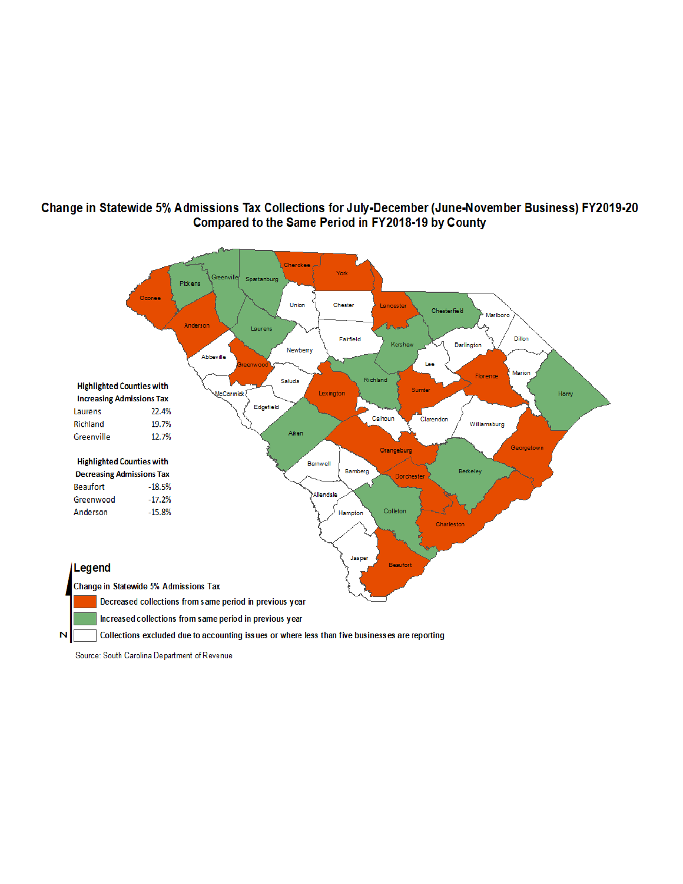## Change in Statewide 5% Admissions Tax Collections for July-December (June-November Business) FY2019-20 Compared to the Same Period in FY2018-19 by County

Cherokee
York
Pickens
Greenville
Spartanburg
Oconee
Union
Chester
Lancaster
Chesterfield
Marlboro
Anderson
Laurens
Fairfield
Kershaw
Darlington
Dillon
Abbeville
Greenwood
Newberry
Lee
Florence
Marion
Saluda
Richland
Sumter
Horry
McCormick
Lexington
Edgefield
Calhoun
Clarendon
Williamsburg
Aiken
Orangeburg
Georgetown
Barnwell
Bamberg
Dorchester
Berkeley
Allendale
Hampton
Colleton
Charleston
Jasper
Beaufort

**Highlighted Counties with Increasing Admissions Tax**

Laurens 22.4%
Richland 19.7%
Greenville 12.7%

**Highlighted Counties with Decreasing Admissions Tax**

Beaufort -18.5%
Greenwood -17.2%
Anderson -15.8%

**Legend**

Change in Statewide 5% Admissions Tax

Decreased collections from same period in previous year

Increased collections from same period in previous year

Collections excluded due to accounting issues or where less than five businesses are reporting

N

Source: South Carolina Department of Revenue